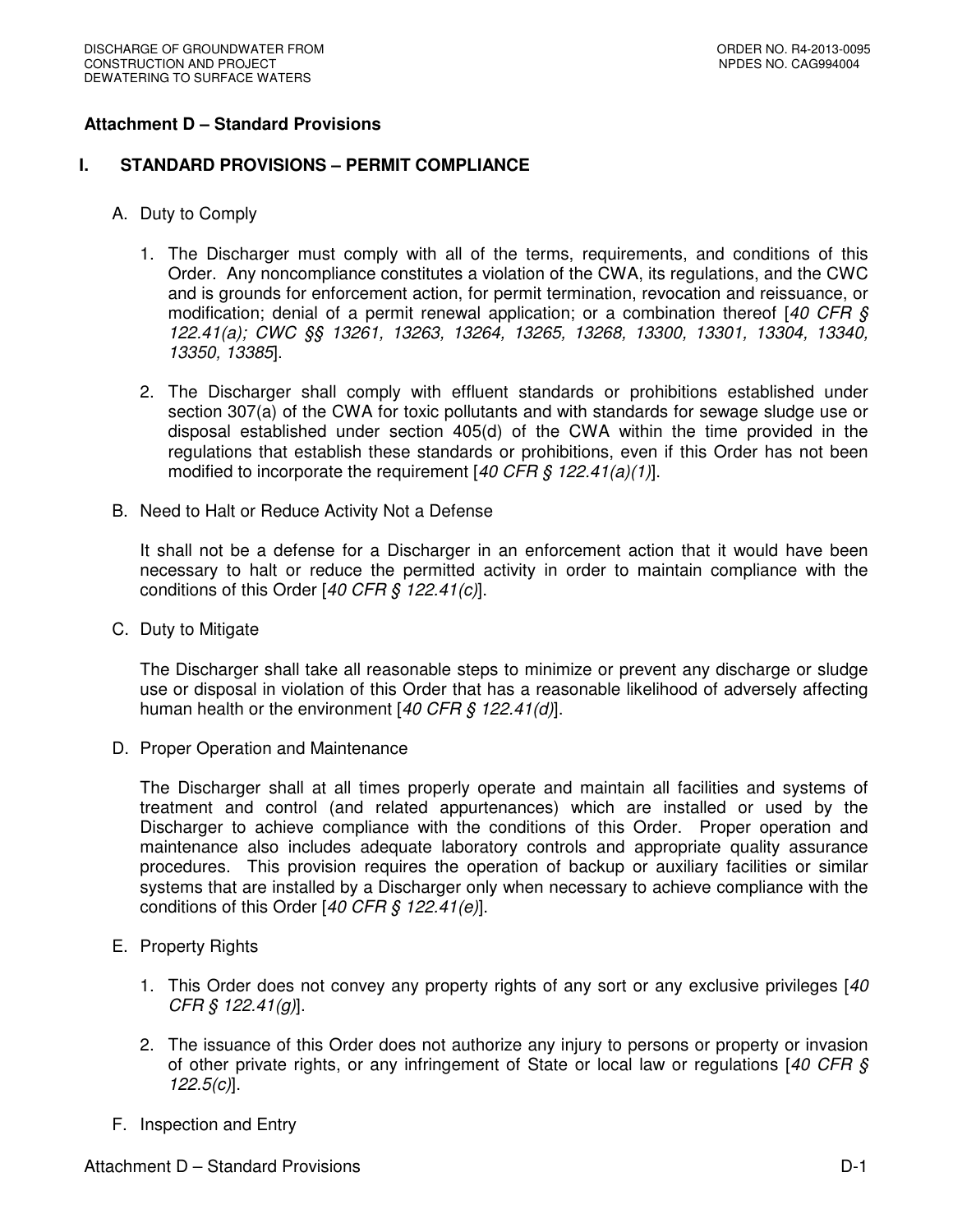## Attachment D – Standard Provisions

### I. STANDARD PROVISIONS – PERMIT COMPLIANCE

A. Duty to Comply

1. The Discharger must comply with all of the terms, requirements, and conditions of this Order. Any noncompliance constitutes a violation of the CWA, its regulations, and the CWC and is grounds for enforcement action, for permit termination, revocation and reissuance, or modification; denial of a permit renewal application; or a combination thereof [*40 CFR § 122.41(a); CWC §§ 13261, 13263, 13264, 13265, 13268, 13300, 13301, 13304, 13340, 13350, 13385*].

2. The Discharger shall comply with effluent standards or prohibitions established under section 307(a) of the CWA for toxic pollutants and with standards for sewage sludge use or disposal established under section 405(d) of the CWA within the time provided in the regulations that establish these standards or prohibitions, even if this Order has not been modified to incorporate the requirement [*40 CFR § 122.41(a)(1)*].

B. Need to Halt or Reduce Activity Not a Defense

It shall not be a defense for a Discharger in an enforcement action that it would have been necessary to halt or reduce the permitted activity in order to maintain compliance with the conditions of this Order [*40 CFR § 122.41(c)*].

C. Duty to Mitigate

The Discharger shall take all reasonable steps to minimize or prevent any discharge or sludge use or disposal in violation of this Order that has a reasonable likelihood of adversely affecting human health or the environment [*40 CFR § 122.41(d)*].

D. Proper Operation and Maintenance

The Discharger shall at all times properly operate and maintain all facilities and systems of treatment and control (and related appurtenances) which are installed or used by the Discharger to achieve compliance with the conditions of this Order. Proper operation and maintenance also includes adequate laboratory controls and appropriate quality assurance procedures. This provision requires the operation of backup or auxiliary facilities or similar systems that are installed by a Discharger only when necessary to achieve compliance with the conditions of this Order [*40 CFR § 122.41(e)*].

E. Property Rights

1. This Order does not convey any property rights of any sort or any exclusive privileges [*40 CFR § 122.41(g)*].

2. The issuance of this Order does not authorize any injury to persons or property or invasion of other private rights, or any infringement of State or local law or regulations [*40 CFR § 122.5(c)*].

F. Inspection and Entry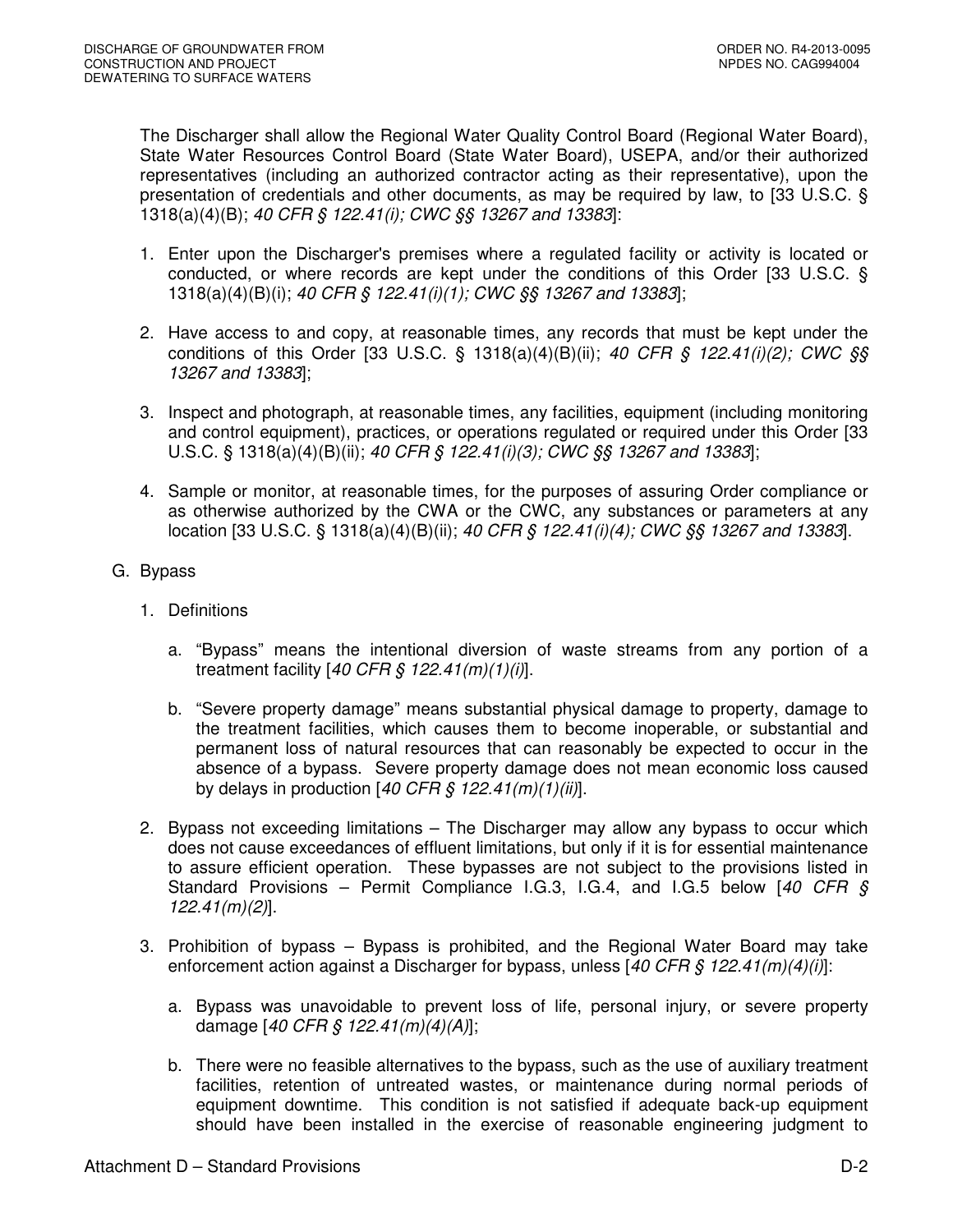The Discharger shall allow the Regional Water Quality Control Board (Regional Water Board), State Water Resources Control Board (State Water Board), USEPA, and/or their authorized representatives (including an authorized contractor acting as their representative), upon the presentation of credentials and other documents, as may be required by law, to [33 U.S.C. § 1318(a)(4)(B); *40 CFR § 122.41(i); CWC §§ 13267 and 13383*]:

1. Enter upon the Discharger's premises where a regulated facility or activity is located or conducted, or where records are kept under the conditions of this Order [33 U.S.C. § 1318(a)(4)(B)(i); *40 CFR § 122.41(i)(1); CWC §§ 13267 and 13383*];

2. Have access to and copy, at reasonable times, any records that must be kept under the conditions of this Order [33 U.S.C. § 1318(a)(4)(B)(ii); *40 CFR § 122.41(i)(2); CWC §§ 13267 and 13383*];

3. Inspect and photograph, at reasonable times, any facilities, equipment (including monitoring and control equipment), practices, or operations regulated or required under this Order [33 U.S.C. § 1318(a)(4)(B)(ii); *40 CFR § 122.41(i)(3); CWC §§ 13267 and 13383*];

4. Sample or monitor, at reasonable times, for the purposes of assuring Order compliance or as otherwise authorized by the CWA or the CWC, any substances or parameters at any location [33 U.S.C. § 1318(a)(4)(B)(ii); *40 CFR § 122.41(i)(4); CWC §§ 13267 and 13383*].

G. Bypass

1. Definitions

   a. "Bypass" means the intentional diversion of waste streams from any portion of a treatment facility [*40 CFR § 122.41(m)(1)(i)*].

   b. "Severe property damage" means substantial physical damage to property, damage to the treatment facilities, which causes them to become inoperable, or substantial and permanent loss of natural resources that can reasonably be expected to occur in the absence of a bypass. Severe property damage does not mean economic loss caused by delays in production [*40 CFR § 122.41(m)(1)(ii)*].

2. Bypass not exceeding limitations – The Discharger may allow any bypass to occur which does not cause exceedances of effluent limitations, but only if it is for essential maintenance to assure efficient operation. These bypasses are not subject to the provisions listed in Standard Provisions – Permit Compliance I.G.3, I.G.4, and I.G.5 below [*40 CFR § 122.41(m)(2)*].

3. Prohibition of bypass – Bypass is prohibited, and the Regional Water Board may take enforcement action against a Discharger for bypass, unless [*40 CFR § 122.41(m)(4)(i)*]:

   a. Bypass was unavoidable to prevent loss of life, personal injury, or severe property damage [*40 CFR § 122.41(m)(4)(A)*];

   b. There were no feasible alternatives to the bypass, such as the use of auxiliary treatment facilities, retention of untreated wastes, or maintenance during normal periods of equipment downtime. This condition is not satisfied if adequate back-up equipment should have been installed in the exercise of reasonable engineering judgment to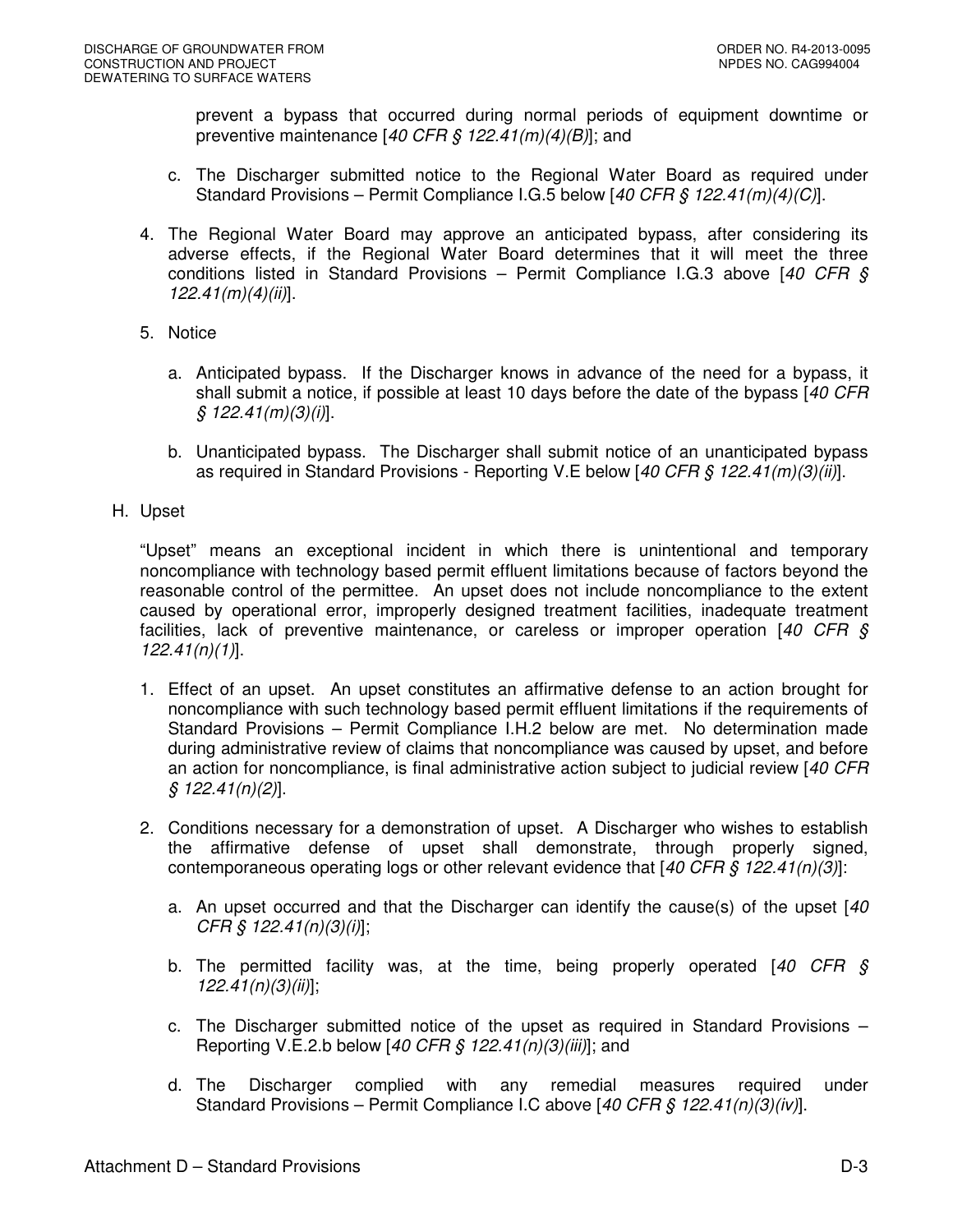prevent a bypass that occurred during normal periods of equipment downtime or preventive maintenance [*40 CFR § 122.41(m)(4)(B)*]; and

   c. The Discharger submitted notice to the Regional Water Board as required under Standard Provisions – Permit Compliance I.G.5 below [*40 CFR § 122.41(m)(4)(C)*].

4. The Regional Water Board may approve an anticipated bypass, after considering its adverse effects, if the Regional Water Board determines that it will meet the three conditions listed in Standard Provisions – Permit Compliance I.G.3 above [*40 CFR § 122.41(m)(4)(ii)*].

5. Notice

   a. Anticipated bypass. If the Discharger knows in advance of the need for a bypass, it shall submit a notice, if possible at least 10 days before the date of the bypass [*40 CFR § 122.41(m)(3)(i)*].

   b. Unanticipated bypass. The Discharger shall submit notice of an unanticipated bypass as required in Standard Provisions - Reporting V.E below [*40 CFR § 122.41(m)(3)(ii)*].

H. Upset

"Upset" means an exceptional incident in which there is unintentional and temporary noncompliance with technology based permit effluent limitations because of factors beyond the reasonable control of the permittee. An upset does not include noncompliance to the extent caused by operational error, improperly designed treatment facilities, inadequate treatment facilities, lack of preventive maintenance, or careless or improper operation [*40 CFR § 122.41(n)(1)*].

1. Effect of an upset. An upset constitutes an affirmative defense to an action brought for noncompliance with such technology based permit effluent limitations if the requirements of Standard Provisions – Permit Compliance I.H.2 below are met. No determination made during administrative review of claims that noncompliance was caused by upset, and before an action for noncompliance, is final administrative action subject to judicial review [*40 CFR § 122.41(n)(2)*].

2. Conditions necessary for a demonstration of upset. A Discharger who wishes to establish the affirmative defense of upset shall demonstrate, through properly signed, contemporaneous operating logs or other relevant evidence that [*40 CFR § 122.41(n)(3)*]:

   a. An upset occurred and that the Discharger can identify the cause(s) of the upset [*40 CFR § 122.41(n)(3)(i)*];

   b. The permitted facility was, at the time, being properly operated [*40 CFR § 122.41(n)(3)(ii)*];

   c. The Discharger submitted notice of the upset as required in Standard Provisions – Reporting V.E.2.b below [*40 CFR § 122.41(n)(3)(iii)*]; and

   d. The Discharger complied with any remedial measures required under Standard Provisions – Permit Compliance I.C above [*40 CFR § 122.41(n)(3)(iv)*].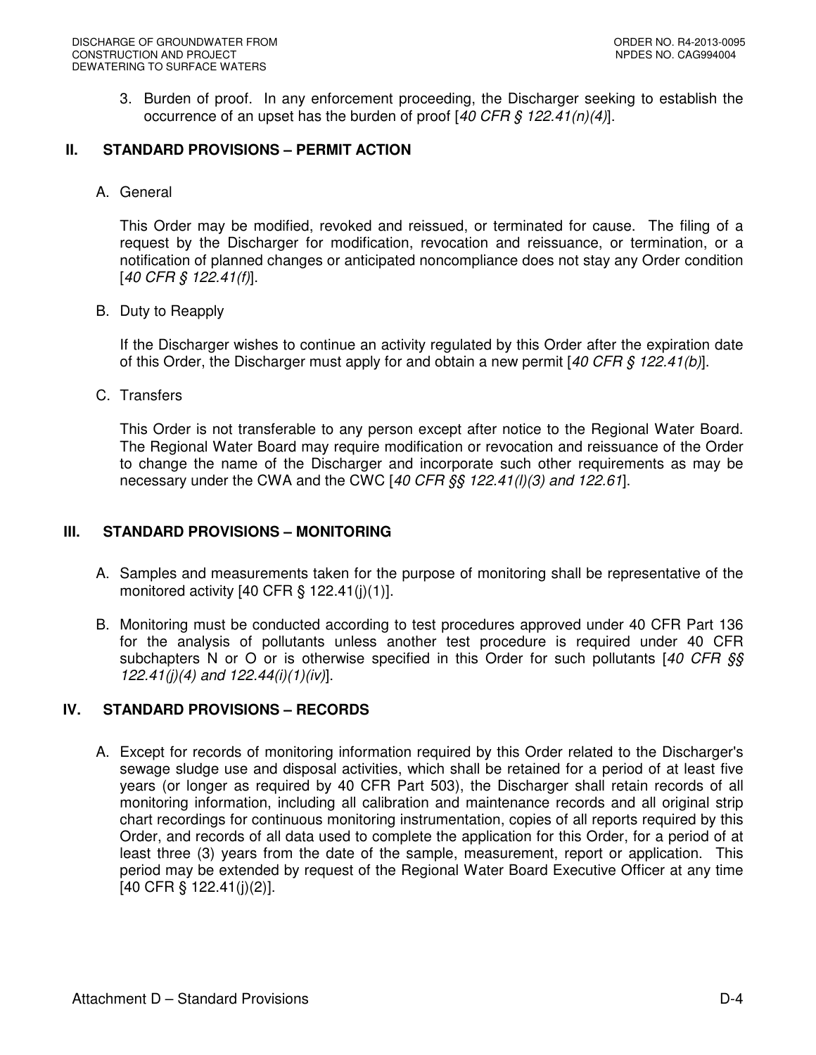3. Burden of proof. In any enforcement proceeding, the Discharger seeking to establish the occurrence of an upset has the burden of proof [*40 CFR § 122.41(n)(4)*].

## II. STANDARD PROVISIONS – PERMIT ACTION

A. General

This Order may be modified, revoked and reissued, or terminated for cause. The filing of a request by the Discharger for modification, revocation and reissuance, or termination, or a notification of planned changes or anticipated noncompliance does not stay any Order condition [*40 CFR § 122.41(f)*].

B. Duty to Reapply

If the Discharger wishes to continue an activity regulated by this Order after the expiration date of this Order, the Discharger must apply for and obtain a new permit [*40 CFR § 122.41(b)*].

C. Transfers

This Order is not transferable to any person except after notice to the Regional Water Board. The Regional Water Board may require modification or revocation and reissuance of the Order to change the name of the Discharger and incorporate such other requirements as may be necessary under the CWA and the CWC [*40 CFR §§ 122.41(l)(3) and 122.61*].

## III. STANDARD PROVISIONS – MONITORING

A. Samples and measurements taken for the purpose of monitoring shall be representative of the monitored activity [40 CFR § 122.41(j)(1)].

B. Monitoring must be conducted according to test procedures approved under 40 CFR Part 136 for the analysis of pollutants unless another test procedure is required under 40 CFR subchapters N or O or is otherwise specified in this Order for such pollutants [*40 CFR §§ 122.41(j)(4) and 122.44(i)(1)(iv)*].

## IV. STANDARD PROVISIONS – RECORDS

A. Except for records of monitoring information required by this Order related to the Discharger's sewage sludge use and disposal activities, which shall be retained for a period of at least five years (or longer as required by 40 CFR Part 503), the Discharger shall retain records of all monitoring information, including all calibration and maintenance records and all original strip chart recordings for continuous monitoring instrumentation, copies of all reports required by this Order, and records of all data used to complete the application for this Order, for a period of at least three (3) years from the date of the sample, measurement, report or application. This period may be extended by request of the Regional Water Board Executive Officer at any time [40 CFR § 122.41(j)(2)].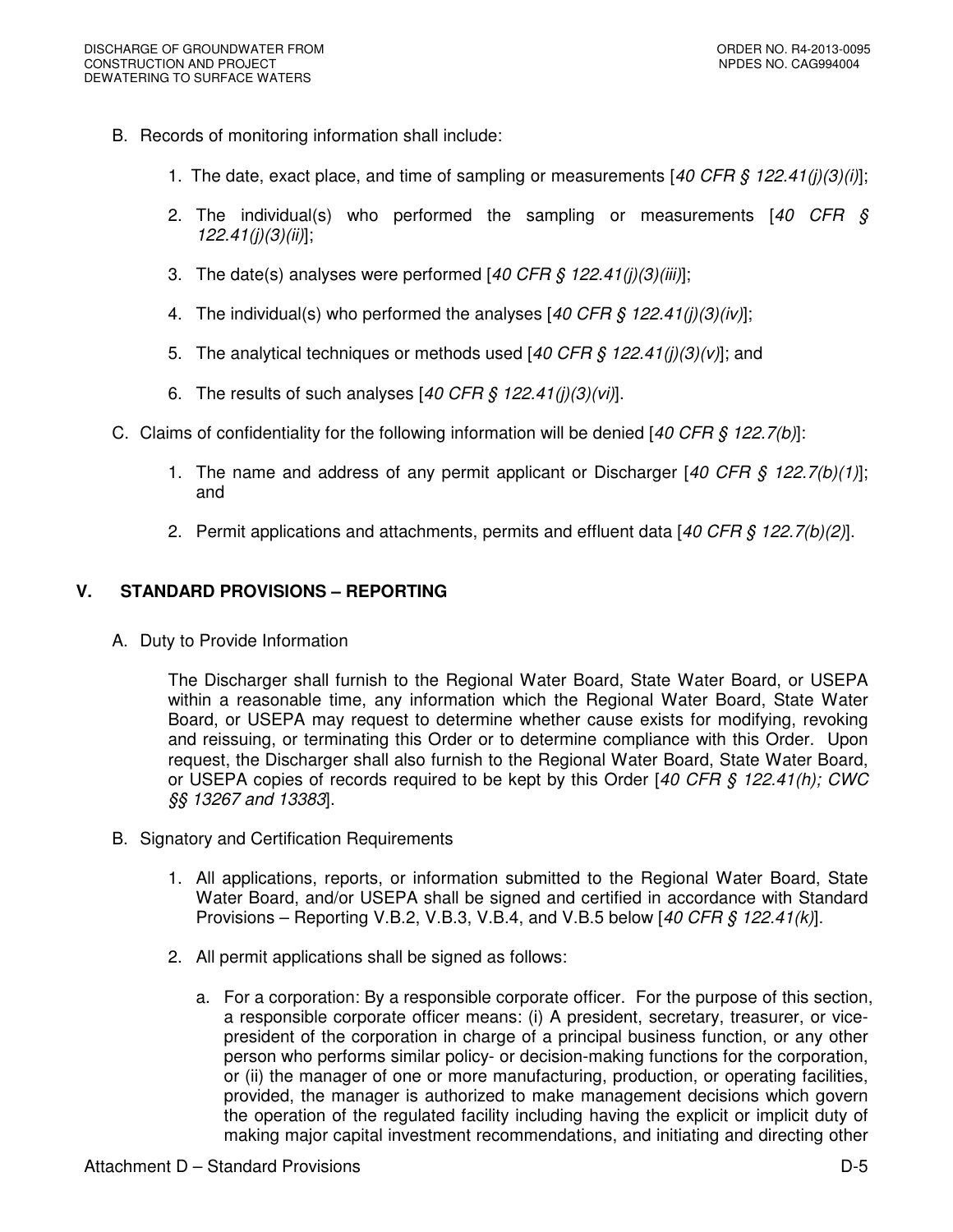B. Records of monitoring information shall include:

1. The date, exact place, and time of sampling or measurements [*40 CFR § 122.41(j)(3)(i)*];

2. The individual(s) who performed the sampling or measurements [*40 CFR § 122.41(j)(3)(ii)*];

3. The date(s) analyses were performed [*40 CFR § 122.41(j)(3)(iii)*];

4. The individual(s) who performed the analyses [*40 CFR § 122.41(j)(3)(iv)*];

5. The analytical techniques or methods used [*40 CFR § 122.41(j)(3)(v)*]; and

6. The results of such analyses [*40 CFR § 122.41(j)(3)(vi)*].

C. Claims of confidentiality for the following information will be denied [*40 CFR § 122.7(b)*]:

1. The name and address of any permit applicant or Discharger [*40 CFR § 122.7(b)(1)*]; and

2. Permit applications and attachments, permits and effluent data [*40 CFR § 122.7(b)(2)*].

## V. STANDARD PROVISIONS – REPORTING

A. Duty to Provide Information

The Discharger shall furnish to the Regional Water Board, State Water Board, or USEPA within a reasonable time, any information which the Regional Water Board, State Water Board, or USEPA may request to determine whether cause exists for modifying, revoking and reissuing, or terminating this Order or to determine compliance with this Order. Upon request, the Discharger shall also furnish to the Regional Water Board, State Water Board, or USEPA copies of records required to be kept by this Order [*40 CFR § 122.41(h); CWC §§ 13267 and 13383*].

B. Signatory and Certification Requirements

1. All applications, reports, or information submitted to the Regional Water Board, State Water Board, and/or USEPA shall be signed and certified in accordance with Standard Provisions – Reporting V.B.2, V.B.3, V.B.4, and V.B.5 below [*40 CFR § 122.41(k)*].

2. All permit applications shall be signed as follows:

   a. For a corporation: By a responsible corporate officer. For the purpose of this section, a responsible corporate officer means: (i) A president, secretary, treasurer, or vice-president of the corporation in charge of a principal business function, or any other person who performs similar policy- or decision-making functions for the corporation, or (ii) the manager of one or more manufacturing, production, or operating facilities, provided, the manager is authorized to make management decisions which govern the operation of the regulated facility including having the explicit or implicit duty of making major capital investment recommendations, and initiating and directing other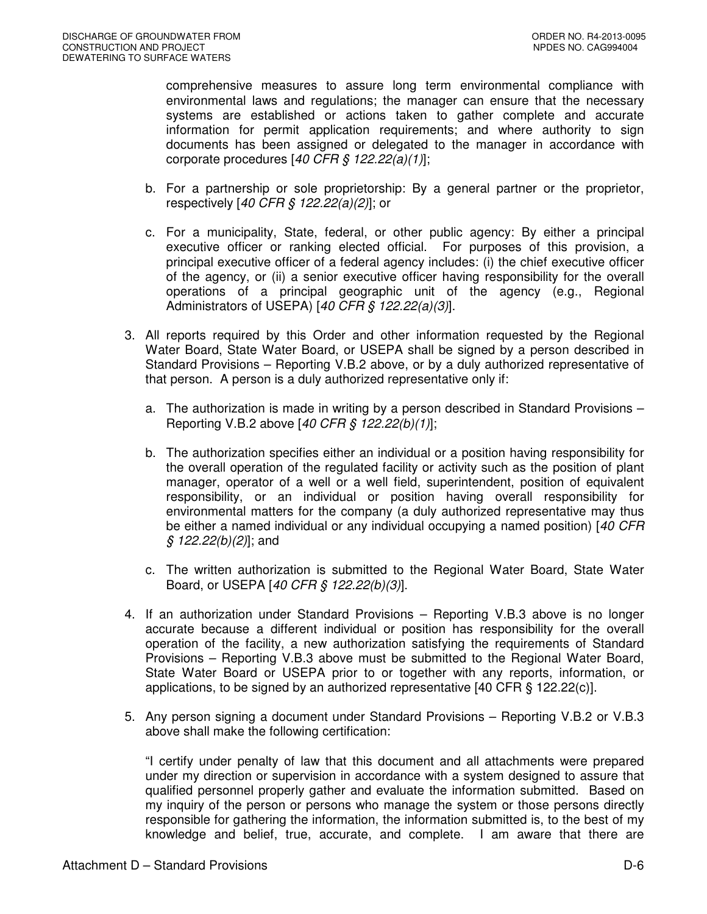comprehensive measures to assure long term environmental compliance with environmental laws and regulations; the manager can ensure that the necessary systems are established or actions taken to gather complete and accurate information for permit application requirements; and where authority to sign documents has been assigned or delegated to the manager in accordance with corporate procedures [*40 CFR § 122.22(a)(1)*];

b. For a partnership or sole proprietorship: By a general partner or the proprietor, respectively [*40 CFR § 122.22(a)(2)*]; or

c. For a municipality, State, federal, or other public agency: By either a principal executive officer or ranking elected official. For purposes of this provision, a principal executive officer of a federal agency includes: (i) the chief executive officer of the agency, or (ii) a senior executive officer having responsibility for the overall operations of a principal geographic unit of the agency (e.g., Regional Administrators of USEPA) [*40 CFR § 122.22(a)(3)*].

3. All reports required by this Order and other information requested by the Regional Water Board, State Water Board, or USEPA shall be signed by a person described in Standard Provisions – Reporting V.B.2 above, or by a duly authorized representative of that person. A person is a duly authorized representative only if:

   a. The authorization is made in writing by a person described in Standard Provisions – Reporting V.B.2 above [*40 CFR § 122.22(b)(1)*];

   b. The authorization specifies either an individual or a position having responsibility for the overall operation of the regulated facility or activity such as the position of plant manager, operator of a well or a well field, superintendent, position of equivalent responsibility, or an individual or position having overall responsibility for environmental matters for the company (a duly authorized representative may thus be either a named individual or any individual occupying a named position) [*40 CFR § 122.22(b)(2)*]; and

   c. The written authorization is submitted to the Regional Water Board, State Water Board, or USEPA [*40 CFR § 122.22(b)(3)*].

4. If an authorization under Standard Provisions – Reporting V.B.3 above is no longer accurate because a different individual or position has responsibility for the overall operation of the facility, a new authorization satisfying the requirements of Standard Provisions – Reporting V.B.3 above must be submitted to the Regional Water Board, State Water Board or USEPA prior to or together with any reports, information, or applications, to be signed by an authorized representative [40 CFR § 122.22(c)].

5. Any person signing a document under Standard Provisions – Reporting V.B.2 or V.B.3 above shall make the following certification:

   "I certify under penalty of law that this document and all attachments were prepared under my direction or supervision in accordance with a system designed to assure that qualified personnel properly gather and evaluate the information submitted. Based on my inquiry of the person or persons who manage the system or those persons directly responsible for gathering the information, the information submitted is, to the best of my knowledge and belief, true, accurate, and complete. I am aware that there are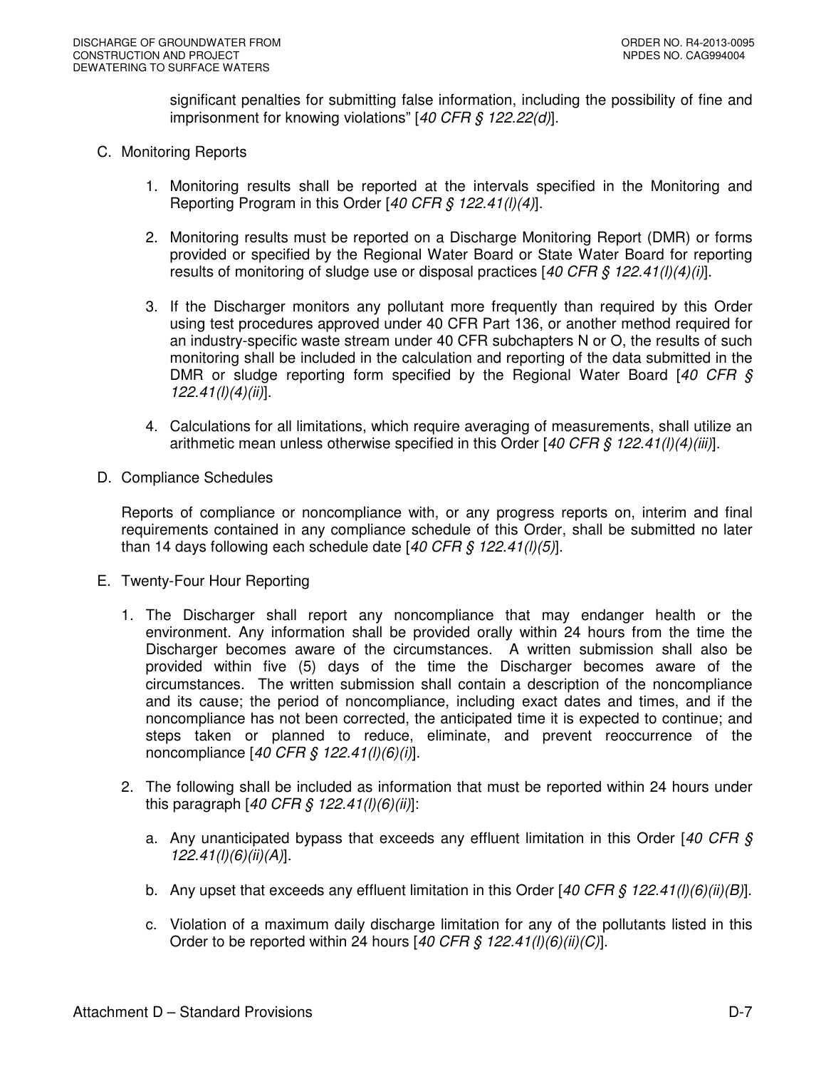significant penalties for submitting false information, including the possibility of fine and imprisonment for knowing violations" [*40 CFR § 122.22(d)*].

C. Monitoring Reports

1. Monitoring results shall be reported at the intervals specified in the Monitoring and Reporting Program in this Order [*40 CFR § 122.41(l)(4)*].

2. Monitoring results must be reported on a Discharge Monitoring Report (DMR) or forms provided or specified by the Regional Water Board or State Water Board for reporting results of monitoring of sludge use or disposal practices [*40 CFR § 122.41(l)(4)(i)*].

3. If the Discharger monitors any pollutant more frequently than required by this Order using test procedures approved under 40 CFR Part 136, or another method required for an industry-specific waste stream under 40 CFR subchapters N or O, the results of such monitoring shall be included in the calculation and reporting of the data submitted in the DMR or sludge reporting form specified by the Regional Water Board [*40 CFR § 122.41(l)(4)(ii)*].

4. Calculations for all limitations, which require averaging of measurements, shall utilize an arithmetic mean unless otherwise specified in this Order [*40 CFR § 122.41(l)(4)(iii)*].

D. Compliance Schedules

Reports of compliance or noncompliance with, or any progress reports on, interim and final requirements contained in any compliance schedule of this Order, shall be submitted no later than 14 days following each schedule date [*40 CFR § 122.41(l)(5)*].

E. Twenty-Four Hour Reporting

1. The Discharger shall report any noncompliance that may endanger health or the environment. Any information shall be provided orally within 24 hours from the time the Discharger becomes aware of the circumstances. A written submission shall also be provided within five (5) days of the time the Discharger becomes aware of the circumstances. The written submission shall contain a description of the noncompliance and its cause; the period of noncompliance, including exact dates and times, and if the noncompliance has not been corrected, the anticipated time it is expected to continue; and steps taken or planned to reduce, eliminate, and prevent reoccurrence of the noncompliance [*40 CFR § 122.41(l)(6)(i)*].

2. The following shall be included as information that must be reported within 24 hours under this paragraph [*40 CFR § 122.41(l)(6)(ii)*]:

   a. Any unanticipated bypass that exceeds any effluent limitation in this Order [*40 CFR § 122.41(l)(6)(ii)(A)*].

   b. Any upset that exceeds any effluent limitation in this Order [*40 CFR § 122.41(l)(6)(ii)(B)*].

   c. Violation of a maximum daily discharge limitation for any of the pollutants listed in this Order to be reported within 24 hours [*40 CFR § 122.41(l)(6)(ii)(C)*].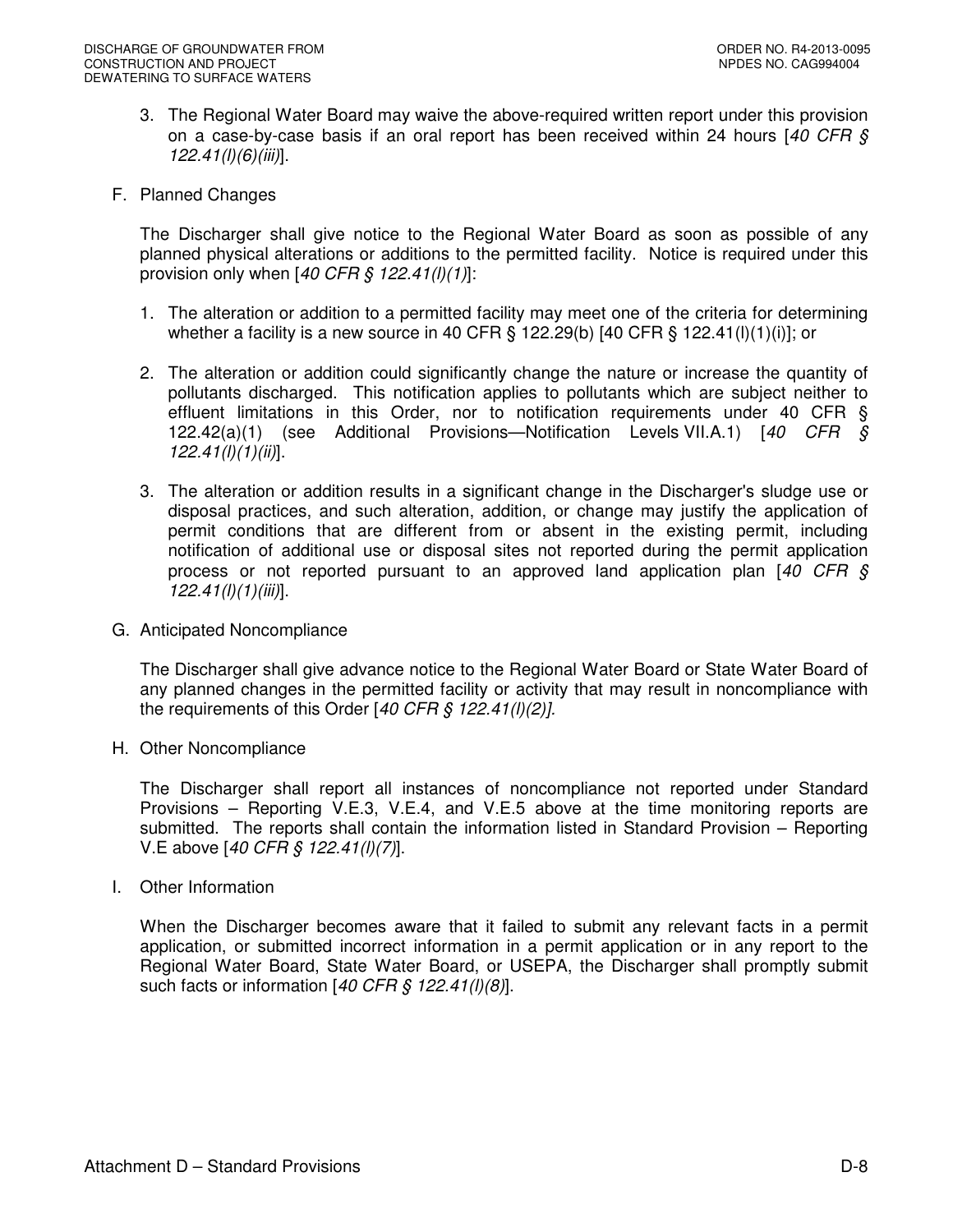3. The Regional Water Board may waive the above-required written report under this provision on a case-by-case basis if an oral report has been received within 24 hours [*40 CFR § 122.41(l)(6)(iii)*].

F. Planned Changes

The Discharger shall give notice to the Regional Water Board as soon as possible of any planned physical alterations or additions to the permitted facility. Notice is required under this provision only when [*40 CFR § 122.41(l)(1)*]:

1. The alteration or addition to a permitted facility may meet one of the criteria for determining whether a facility is a new source in 40 CFR § 122.29(b) [40 CFR § 122.41(l)(1)(i)]; or

2. The alteration or addition could significantly change the nature or increase the quantity of pollutants discharged. This notification applies to pollutants which are subject neither to effluent limitations in this Order, nor to notification requirements under 40 CFR § 122.42(a)(1) (see Additional Provisions—Notification Levels VII.A.1) [*40 CFR § 122.41(l)(1)(ii)*].

3. The alteration or addition results in a significant change in the Discharger's sludge use or disposal practices, and such alteration, addition, or change may justify the application of permit conditions that are different from or absent in the existing permit, including notification of additional use or disposal sites not reported during the permit application process or not reported pursuant to an approved land application plan [*40 CFR § 122.41(l)(1)(iii)*].

G. Anticipated Noncompliance

The Discharger shall give advance notice to the Regional Water Board or State Water Board of any planned changes in the permitted facility or activity that may result in noncompliance with the requirements of this Order [*40 CFR § 122.41(l)(2)].*

H. Other Noncompliance

The Discharger shall report all instances of noncompliance not reported under Standard Provisions – Reporting V.E.3, V.E.4, and V.E.5 above at the time monitoring reports are submitted. The reports shall contain the information listed in Standard Provision – Reporting V.E above [*40 CFR § 122.41(l)(7)*].

I. Other Information

When the Discharger becomes aware that it failed to submit any relevant facts in a permit application, or submitted incorrect information in a permit application or in any report to the Regional Water Board, State Water Board, or USEPA, the Discharger shall promptly submit such facts or information [*40 CFR § 122.41(l)(8)*].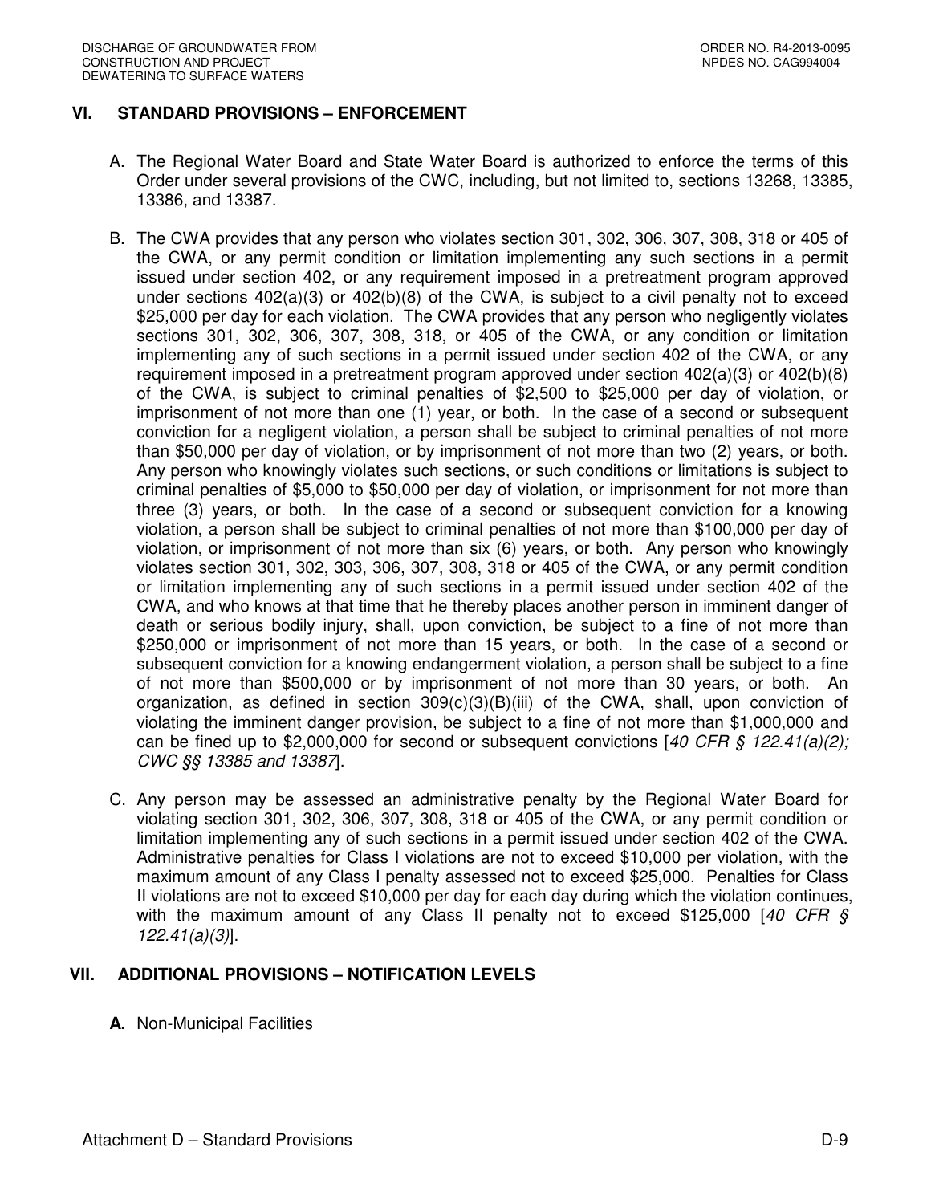## VI. STANDARD PROVISIONS – ENFORCEMENT

A. The Regional Water Board and State Water Board is authorized to enforce the terms of this Order under several provisions of the CWC, including, but not limited to, sections 13268, 13385, 13386, and 13387.

B. The CWA provides that any person who violates section 301, 302, 306, 307, 308, 318 or 405 of the CWA, or any permit condition or limitation implementing any such sections in a permit issued under section 402, or any requirement imposed in a pretreatment program approved under sections 402(a)(3) or 402(b)(8) of the CWA, is subject to a civil penalty not to exceed $25,000 per day for each violation. The CWA provides that any person who negligently violates sections 301, 302, 306, 307, 308, 318, or 405 of the CWA, or any condition or limitation implementing any of such sections in a permit issued under section 402 of the CWA, or any requirement imposed in a pretreatment program approved under section 402(a)(3) or 402(b)(8) of the CWA, is subject to criminal penalties of $2,500 to $25,000 per day of violation, or imprisonment of not more than one (1) year, or both. In the case of a second or subsequent conviction for a negligent violation, a person shall be subject to criminal penalties of not more than $50,000 per day of violation, or by imprisonment of not more than two (2) years, or both. Any person who knowingly violates such sections, or such conditions or limitations is subject to criminal penalties of $5,000 to $50,000 per day of violation, or imprisonment for not more than three (3) years, or both. In the case of a second or subsequent conviction for a knowing violation, a person shall be subject to criminal penalties of not more than $100,000 per day of violation, or imprisonment of not more than six (6) years, or both. Any person who knowingly violates section 301, 302, 303, 306, 307, 308, 318 or 405 of the CWA, or any permit condition or limitation implementing any of such sections in a permit issued under section 402 of the CWA, and who knows at that time that he thereby places another person in imminent danger of death or serious bodily injury, shall, upon conviction, be subject to a fine of not more than $250,000 or imprisonment of not more than 15 years, or both. In the case of a second or subsequent conviction for a knowing endangerment violation, a person shall be subject to a fine of not more than $500,000 or by imprisonment of not more than 30 years, or both. An organization, as defined in section 309(c)(3)(B)(iii) of the CWA, shall, upon conviction of violating the imminent danger provision, be subject to a fine of not more than $1,000,000 and can be fined up to $2,000,000 for second or subsequent convictions [*40 CFR § 122.41(a)(2); CWC §§ 13385 and 13387*].

C. Any person may be assessed an administrative penalty by the Regional Water Board for violating section 301, 302, 306, 307, 308, 318 or 405 of the CWA, or any permit condition or limitation implementing any of such sections in a permit issued under section 402 of the CWA. Administrative penalties for Class I violations are not to exceed $10,000 per violation, with the maximum amount of any Class I penalty assessed not to exceed $25,000. Penalties for Class II violations are not to exceed $10,000 per day for each day during which the violation continues, with the maximum amount of any Class II penalty not to exceed $125,000 [*40 CFR § 122.41(a)(3)*].

## VII. ADDITIONAL PROVISIONS – NOTIFICATION LEVELS

**A.** Non-Municipal Facilities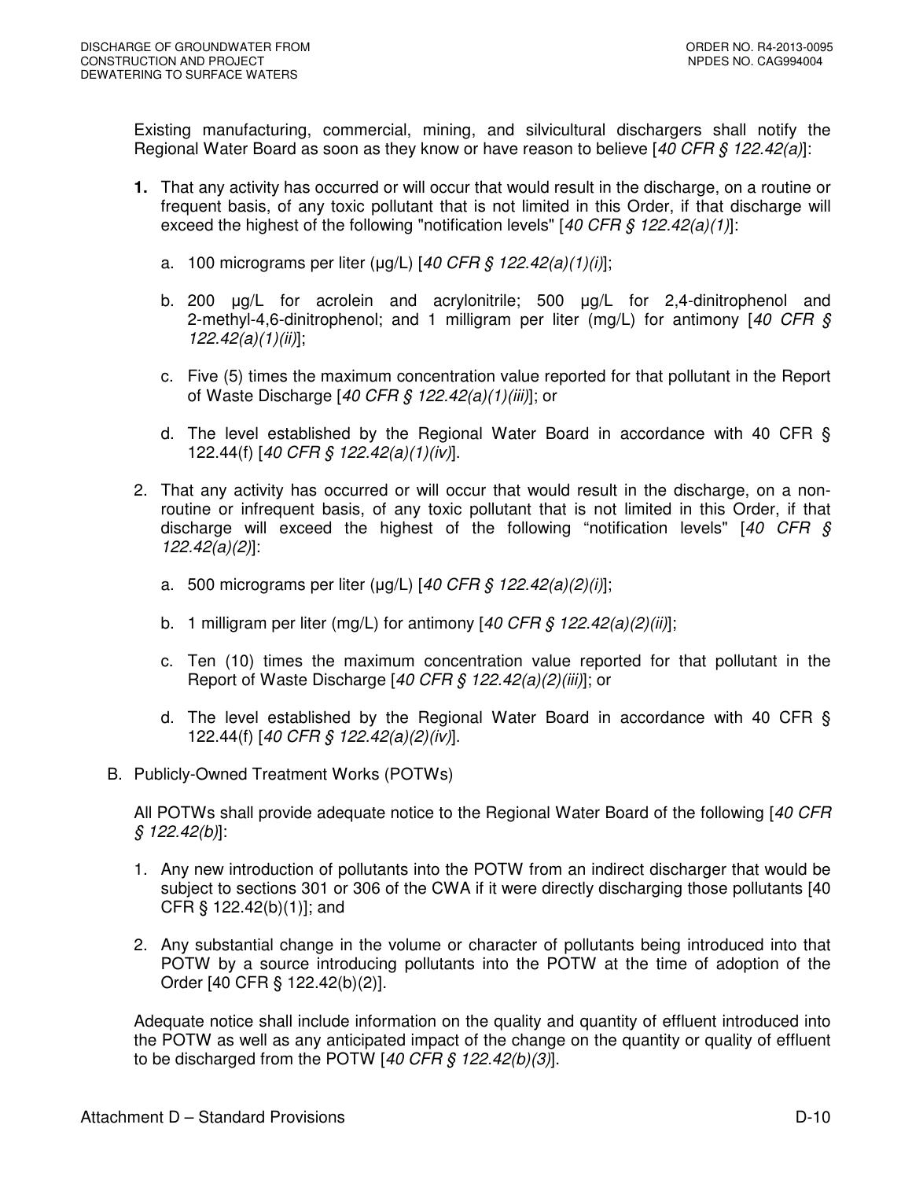Existing manufacturing, commercial, mining, and silvicultural dischargers shall notify the Regional Water Board as soon as they know or have reason to believe [*40 CFR § 122.42(a)*]:

1. That any activity has occurred or will occur that would result in the discharge, on a routine or frequent basis, of any toxic pollutant that is not limited in this Order, if that discharge will exceed the highest of the following "notification levels" [*40 CFR § 122.42(a)(1)*]:

   a. 100 micrograms per liter (µg/L) [*40 CFR § 122.42(a)(1)(i)*];

   b. 200 µg/L for acrolein and acrylonitrile; 500 µg/L for 2,4-dinitrophenol and 2-methyl-4,6-dinitrophenol; and 1 milligram per liter (mg/L) for antimony [*40 CFR § 122.42(a)(1)(ii)*];

   c. Five (5) times the maximum concentration value reported for that pollutant in the Report of Waste Discharge [*40 CFR § 122.42(a)(1)(iii)*]; or

   d. The level established by the Regional Water Board in accordance with 40 CFR § 122.44(f) [*40 CFR § 122.42(a)(1)(iv)*].

2. That any activity has occurred or will occur that would result in the discharge, on a non-routine or infrequent basis, of any toxic pollutant that is not limited in this Order, if that discharge will exceed the highest of the following "notification levels" [*40 CFR § 122.42(a)(2)*]:

   a. 500 micrograms per liter (µg/L) [*40 CFR § 122.42(a)(2)(i)*];

   b. 1 milligram per liter (mg/L) for antimony [*40 CFR § 122.42(a)(2)(ii)*];

   c. Ten (10) times the maximum concentration value reported for that pollutant in the Report of Waste Discharge [*40 CFR § 122.42(a)(2)(iii)*]; or

   d. The level established by the Regional Water Board in accordance with 40 CFR § 122.44(f) [*40 CFR § 122.42(a)(2)(iv)*].

B. Publicly-Owned Treatment Works (POTWs)

All POTWs shall provide adequate notice to the Regional Water Board of the following [*40 CFR § 122.42(b)*]:

1. Any new introduction of pollutants into the POTW from an indirect discharger that would be subject to sections 301 or 306 of the CWA if it were directly discharging those pollutants [40 CFR § 122.42(b)(1)]; and

2. Any substantial change in the volume or character of pollutants being introduced into that POTW by a source introducing pollutants into the POTW at the time of adoption of the Order [40 CFR § 122.42(b)(2)].

Adequate notice shall include information on the quality and quantity of effluent introduced into the POTW as well as any anticipated impact of the change on the quantity or quality of effluent to be discharged from the POTW [*40 CFR § 122.42(b)(3)*].